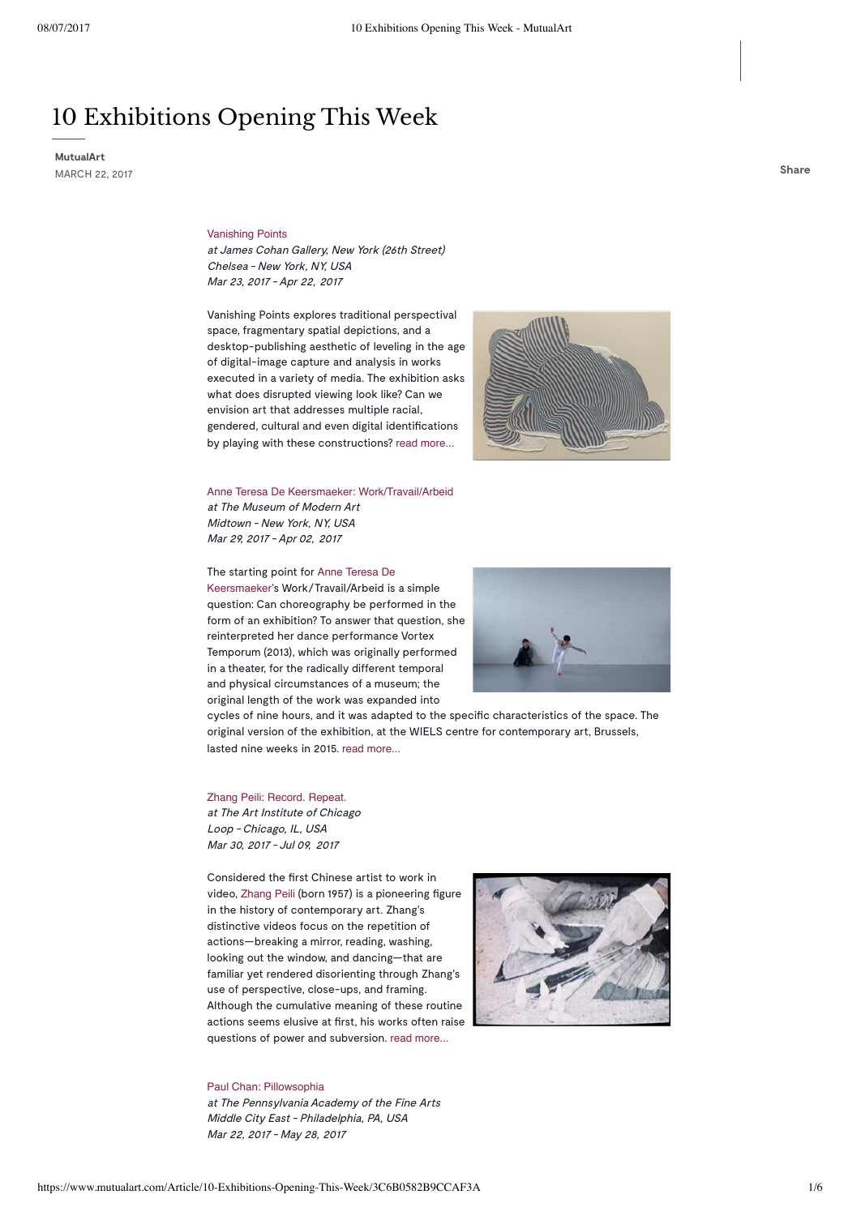# 10 Exhibitions Opening This Week

**MutualArt**
MARCH 22, 2017

Share

Vanishing Points
*at James Cohan Gallery, New York (26th Street)*
*Chelsea - New York, NY, USA*
*Mar 23, 2017 - Apr 22, 2017*

Vanishing Points explores traditional perspectival space, fragmentary spatial depictions, and a desktop-publishing aesthetic of leveling in the age of digital-image capture and analysis in works executed in a variety of media. The exhibition asks what does disrupted viewing look like? Can we envision art that addresses multiple racial, gendered, cultural and even digital identifications by playing with these constructions? read more...

Anne Teresa De Keersmaeker: Work/Travail/Arbeid
*at The Museum of Modern Art*
*Midtown - New York, NY, USA*
*Mar 29, 2017 - Apr 02, 2017*

The starting point for Anne Teresa De Keersmaeker's Work/Travail/Arbeid is a simple question: Can choreography be performed in the form of an exhibition? To answer that question, she reinterpreted her dance performance Vortex Temporum (2013), which was originally performed in a theater, for the radically different temporal and physical circumstances of a museum; the original length of the work was expanded into cycles of nine hours, and it was adapted to the specific characteristics of the space. The original version of the exhibition, at the WIELS centre for contemporary art, Brussels, lasted nine weeks in 2015. read more...

Zhang Peili: Record. Repeat.
*at The Art Institute of Chicago*
*Loop - Chicago, IL, USA*
*Mar 30, 2017 - Jul 09, 2017*

Considered the first Chinese artist to work in video, Zhang Peili (born 1957) is a pioneering figure in the history of contemporary art. Zhang's distinctive videos focus on the repetition of actions—breaking a mirror, reading, washing, looking out the window, and dancing—that are familiar yet rendered disorienting through Zhang's use of perspective, close-ups, and framing. Although the cumulative meaning of these routine actions seems elusive at first, his works often raise questions of power and subversion. read more...

Paul Chan: Pillowsophia
*at The Pennsylvania Academy of the Fine Arts*
*Middle City East - Philadelphia, PA, USA*
*Mar 22, 2017 - May 28, 2017*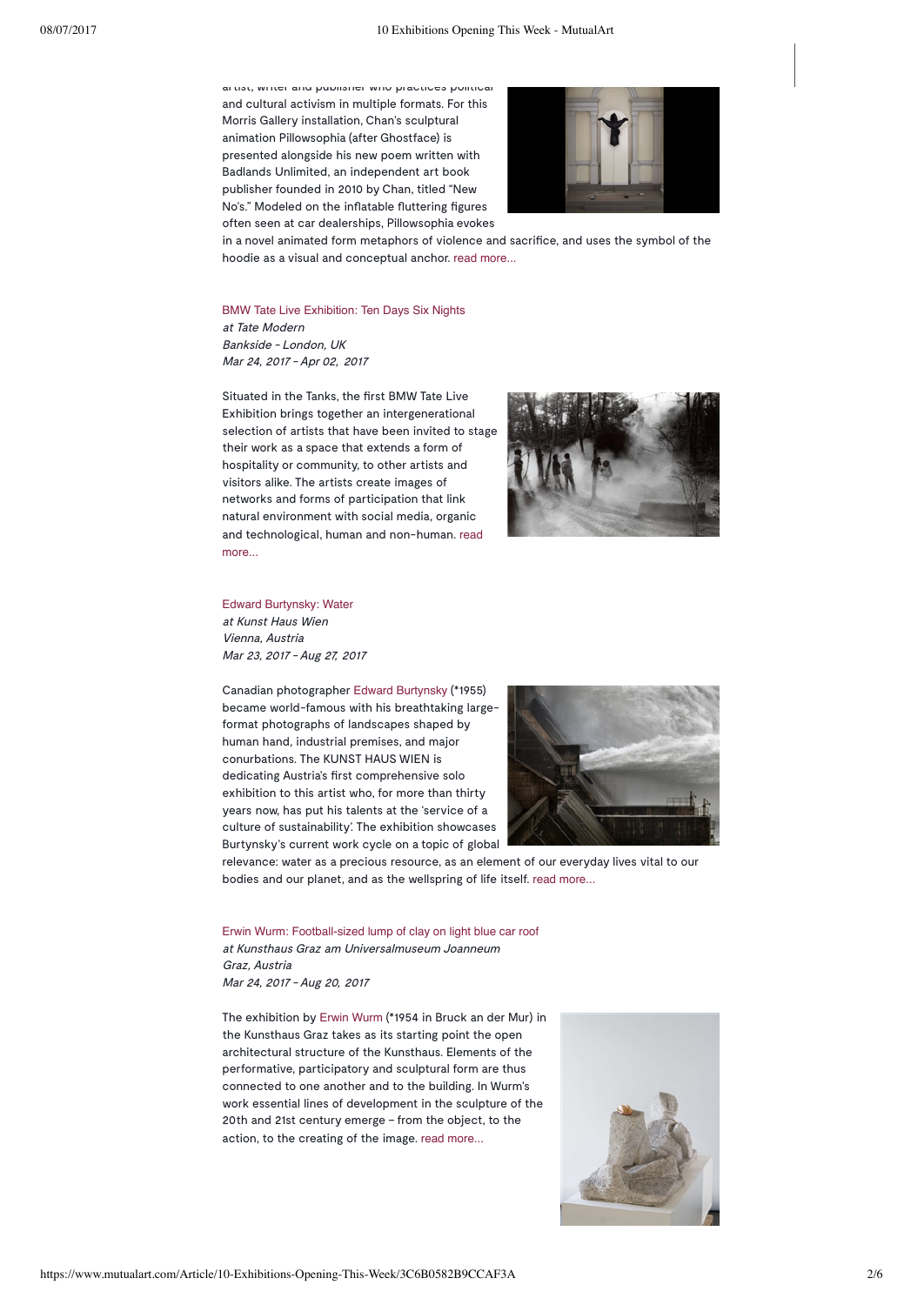artist, writer and publisher who practices political and cultural activism in multiple formats. For this Morris Gallery installation, Chan's sculptural animation Pillowsophia (after Ghostface) is presented alongside his new poem written with Badlands Unlimited, an independent art book publisher founded in 2010 by Chan, titled "New No's." Modeled on the inflatable fluttering figures often seen at car dealerships, Pillowsophia evokes in a novel animated form metaphors of violence and sacrifice, and uses the symbol of the hoodie as a visual and conceptual anchor. read more...

BMW Tate Live Exhibition: Ten Days Six Nights
*at Tate Modern*
*Bankside - London, UK*
*Mar 24, 2017 - Apr 02, 2017*

Situated in the Tanks, the first BMW Tate Live Exhibition brings together an intergenerational selection of artists that have been invited to stage their work as a space that extends a form of hospitality or community, to other artists and visitors alike. The artists create images of networks and forms of participation that link natural environment with social media, organic and technological, human and non-human. read more...

Edward Burtynsky: Water
*at Kunst Haus Wien*
*Vienna, Austria*
*Mar 23, 2017 - Aug 27, 2017*

Canadian photographer Edward Burtynsky (*1955) became world-famous with his breathtaking large-format photographs of landscapes shaped by human hand, industrial premises, and major conurbations. The KUNST HAUS WIEN is dedicating Austria's first comprehensive solo exhibition to this artist who, for more than thirty years now, has put his talents at the 'service of a culture of sustainability'. The exhibition showcases Burtynsky's current work cycle on a topic of global relevance: water as a precious resource, as an element of our everyday lives vital to our bodies and our planet, and as the wellspring of life itself. read more...

Erwin Wurm: Football-sized lump of clay on light blue car roof
*at Kunsthaus Graz am Universalmuseum Joanneum*
*Graz, Austria*
*Mar 24, 2017 - Aug 20, 2017*

The exhibition by Erwin Wurm (*1954 in Bruck an der Mur) in the Kunsthaus Graz takes as its starting point the open architectural structure of the Kunsthaus. Elements of the performative, participatory and sculptural form are thus connected to one another and to the building. In Wurm's work essential lines of development in the sculpture of the 20th and 21st century emerge – from the object, to the action, to the creating of the image. read more...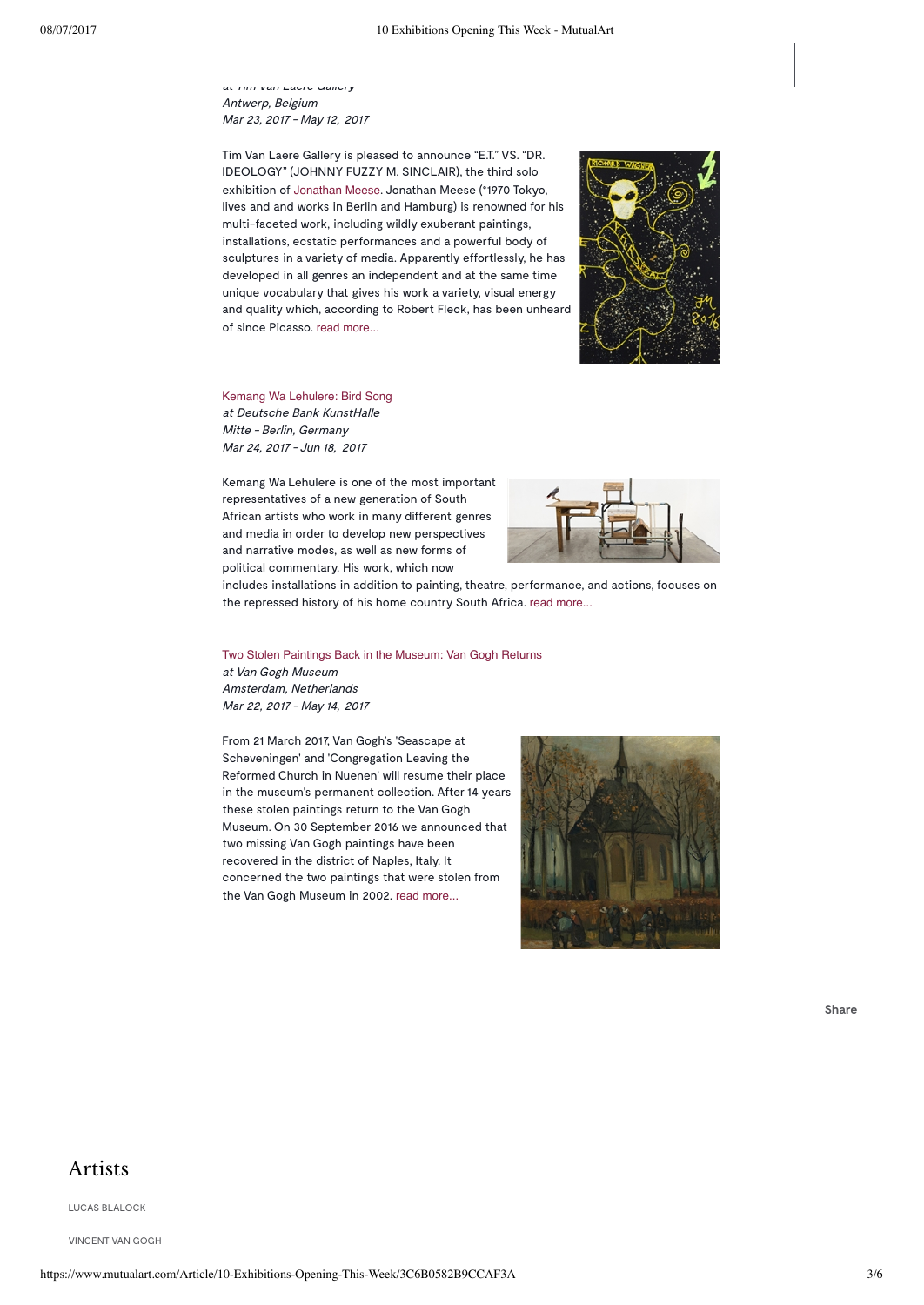*at Tim Van Laere Gallery*
*Antwerp, Belgium*
*Mar 23, 2017 - May 12, 2017*

Tim Van Laere Gallery is pleased to announce "E.T." VS. "DR. IDEOLOGY" (JOHNNY FUZZY M. SINCLAIR), the third solo exhibition of Jonathan Meese. Jonathan Meese (*1970 Tokyo, lives and and works in Berlin and Hamburg) is renowned for his multi-faceted work, including wildly exuberant paintings, installations, ecstatic performances and a powerful body of sculptures in a variety of media. Apparently effortlessly, he has developed in all genres an independent and at the same time unique vocabulary that gives his work a variety, visual energy and quality which, according to Robert Fleck, has been unheard of since Picasso. read more...

Kemang Wa Lehulere: Bird Song
*at Deutsche Bank KunstHalle*
*Mitte - Berlin, Germany*
*Mar 24, 2017 - Jun 18, 2017*

Kemang Wa Lehulere is one of the most important representatives of a new generation of South African artists who work in many different genres and media in order to develop new perspectives and narrative modes, as well as new forms of political commentary. His work, which now includes installations in addition to painting, theatre, performance, and actions, focuses on the repressed history of his home country South Africa. read more...

Two Stolen Paintings Back in the Museum: Van Gogh Returns
*at Van Gogh Museum*
*Amsterdam, Netherlands*
*Mar 22, 2017 - May 14, 2017*

From 21 March 2017, Van Gogh's 'Seascape at Scheveningen' and 'Congregation Leaving the Reformed Church in Nuenen' will resume their place in the museum's permanent collection. After 14 years these stolen paintings return to the Van Gogh Museum. On 30 September 2016 we announced that two missing Van Gogh paintings have been recovered in the district of Naples, Italy. It concerned the two paintings that were stolen from the Van Gogh Museum in 2002. read more...

Share

# Artists

LUCAS BLALOCK

VINCENT VAN GOGH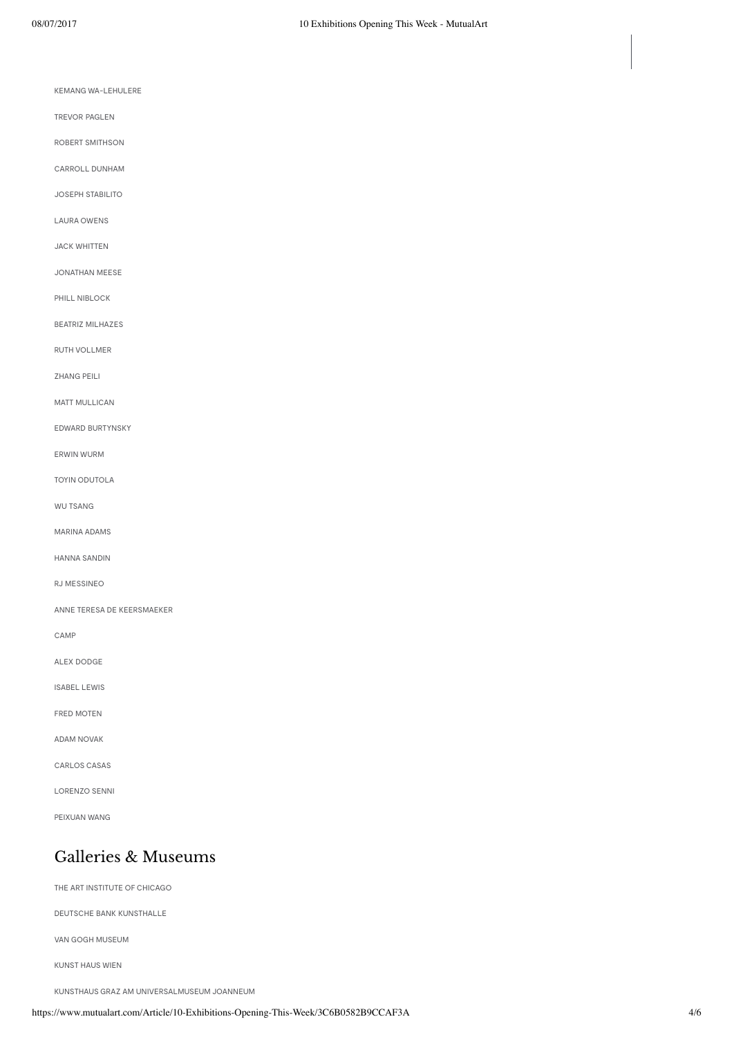KEMANG WA-LEHULERE

TREVOR PAGLEN

ROBERT SMITHSON

CARROLL DUNHAM

JOSEPH STABILITO

LAURA OWENS

JACK WHITTEN

JONATHAN MEESE

PHILL NIBLOCK

BEATRIZ MILHAZES

RUTH VOLLMER

ZHANG PEILI

MATT MULLICAN

EDWARD BURTYNSKY

ERWIN WURM

TOYIN ODUTOLA

WU TSANG

MARINA ADAMS

HANNA SANDIN

RJ MESSINEO

ANNE TERESA DE KEERSMAEKER

CAMP

ALEX DODGE

ISABEL LEWIS

FRED MOTEN

ADAM NOVAK

CARLOS CASAS

LORENZO SENNI

PEIXUAN WANG

## Galleries & Museums

THE ART INSTITUTE OF CHICAGO

DEUTSCHE BANK KUNSTHALLE

VAN GOGH MUSEUM

KUNST HAUS WIEN

KUNSTHAUS GRAZ AM UNIVERSALMUSEUM JOANNEUM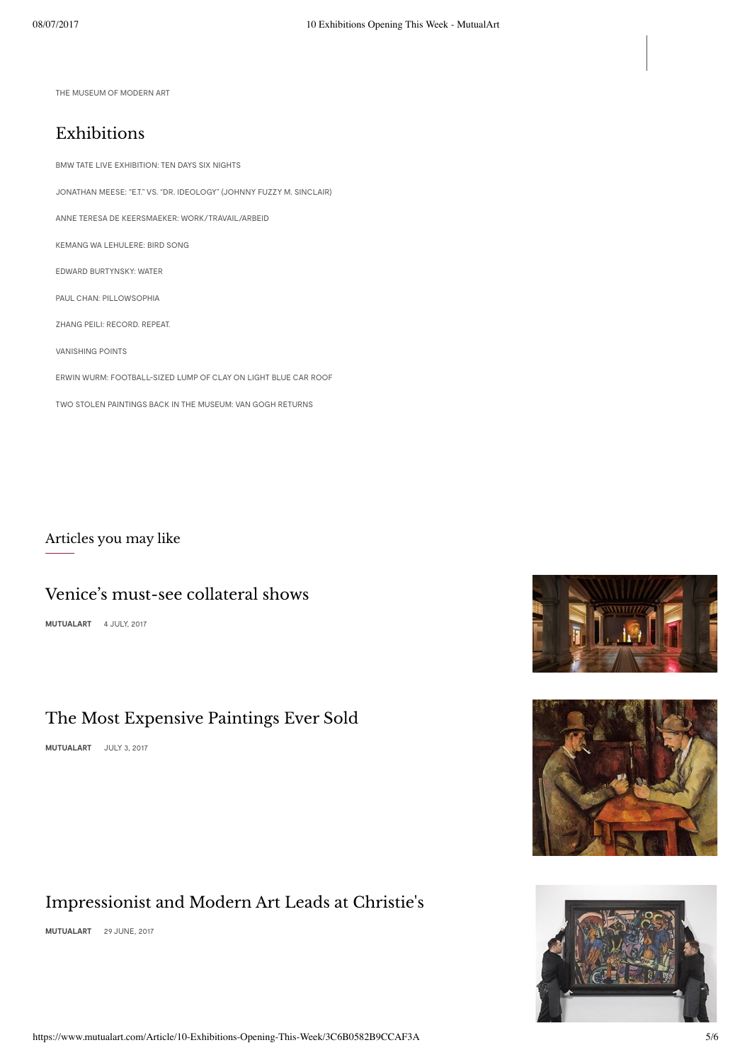THE MUSEUM OF MODERN ART

## Exhibitions

BMW TATE LIVE EXHIBITION: TEN DAYS SIX NIGHTS

JONATHAN MEESE: "E.T." VS. "DR. IDEOLOGY" (JOHNNY FUZZY M. SINCLAIR)

ANNE TERESA DE KEERSMAEKER: WORK/TRAVAIL/ARBEID

KEMANG WA LEHULERE: BIRD SONG

EDWARD BURTYNSKY: WATER

PAUL CHAN: PILLOWSOPHIA

ZHANG PEILI: RECORD. REPEAT.

VANISHING POINTS

ERWIN WURM: FOOTBALL-SIZED LUMP OF CLAY ON LIGHT BLUE CAR ROOF

TWO STOLEN PAINTINGS BACK IN THE MUSEUM: VAN GOGH RETURNS

## Articles you may like

### Venice's must-see collateral shows

**MUTUALART** 4 JULY, 2017

### The Most Expensive Paintings Ever Sold

**MUTUALART** JULY 3, 2017

### Impressionist and Modern Art Leads at Christie's

**MUTUALART** 29 JUNE, 2017